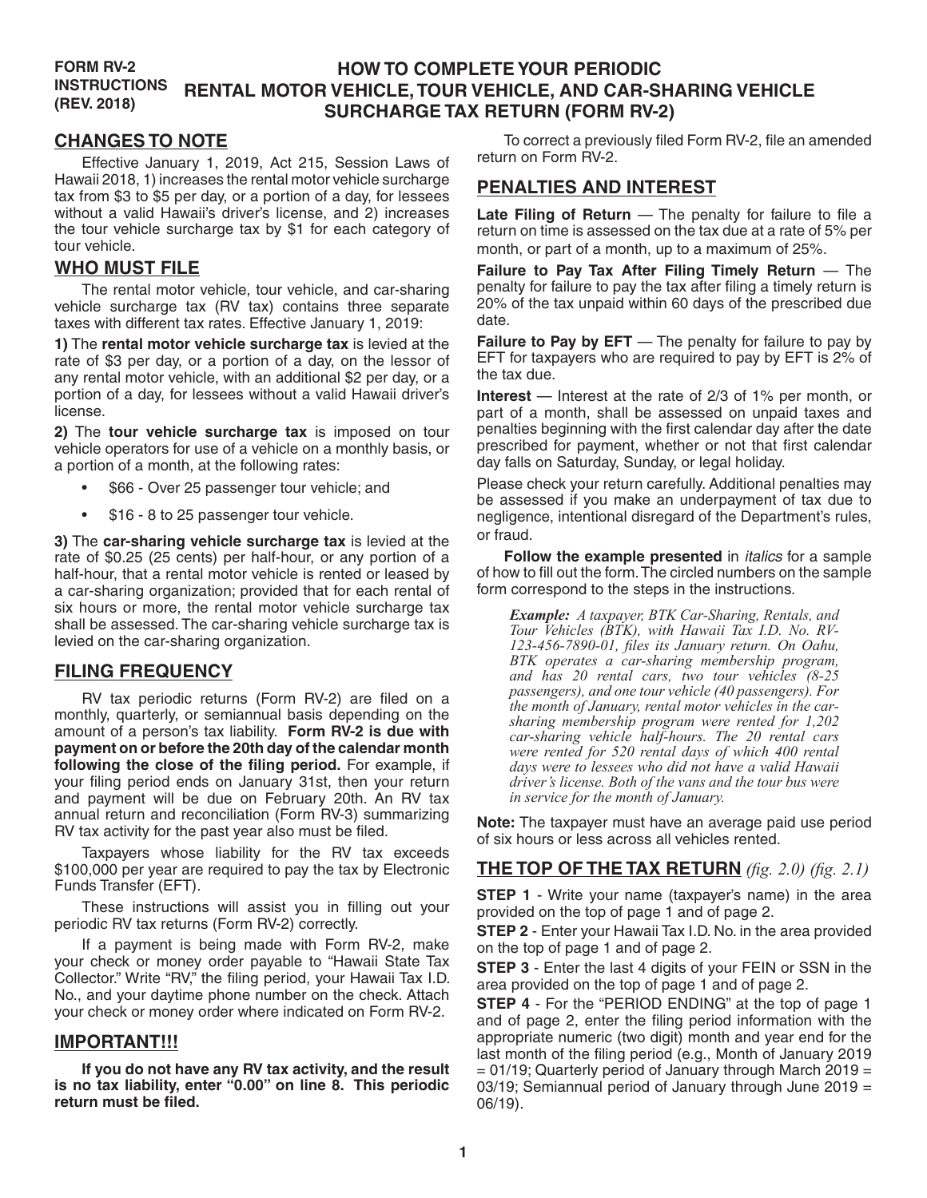**FORM RV-2 INSTRUCTIONS (REV. 2018)**

# HOW TO COMPLETE YOUR PERIODIC RENTAL MOTOR VEHICLE, TOUR VEHICLE, AND CAR-SHARING VEHICLE SURCHARGE TAX RETURN (FORM RV-2)

## CHANGES TO NOTE

Effective January 1, 2019, Act 215, Session Laws of Hawaii 2018, 1) increases the rental motor vehicle surcharge tax from $3 to $5 per day, or a portion of a day, for lessees without a valid Hawaii's driver's license, and 2) increases the tour vehicle surcharge tax by $1 for each category of tour vehicle.

## WHO MUST FILE

The rental motor vehicle, tour vehicle, and car-sharing vehicle surcharge tax (RV tax) contains three separate taxes with different tax rates. Effective January 1, 2019:

**1)** The **rental motor vehicle surcharge tax** is levied at the rate of $3 per day, or a portion of a day, on the lessor of any rental motor vehicle, with an additional $2 per day, or a portion of a day, for lessees without a valid Hawaii driver's license.

**2)** The **tour vehicle surcharge tax** is imposed on tour vehicle operators for use of a vehicle on a monthly basis, or a portion of a month, at the following rates:

- $66 - Over 25 passenger tour vehicle; and
- $16 - 8 to 25 passenger tour vehicle.

**3)** The **car-sharing vehicle surcharge tax** is levied at the rate of $0.25 (25 cents) per half-hour, or any portion of a half-hour, that a rental motor vehicle is rented or leased by a car-sharing organization; provided that for each rental of six hours or more, the rental motor vehicle surcharge tax shall be assessed. The car-sharing vehicle surcharge tax is levied on the car-sharing organization.

## FILING FREQUENCY

RV tax periodic returns (Form RV-2) are filed on a monthly, quarterly, or semiannual basis depending on the amount of a person's tax liability. **Form RV-2 is due with payment on or before the 20th day of the calendar month following the close of the filing period.** For example, if your filing period ends on January 31st, then your return and payment will be due on February 20th. An RV tax annual return and reconciliation (Form RV-3) summarizing RV tax activity for the past year also must be filed.

Taxpayers whose liability for the RV tax exceeds $100,000 per year are required to pay the tax by Electronic Funds Transfer (EFT).

These instructions will assist you in filling out your periodic RV tax returns (Form RV-2) correctly.

If a payment is being made with Form RV-2, make your check or money order payable to "Hawaii State Tax Collector." Write "RV," the filing period, your Hawaii Tax I.D. No., and your daytime phone number on the check. Attach your check or money order where indicated on Form RV-2.

## IMPORTANT!!!

**If you do not have any RV tax activity, and the result is no tax liability, enter "0.00" on line 8. This periodic return must be filed.**

To correct a previously filed Form RV-2, file an amended return on Form RV-2.

## PENALTIES AND INTEREST

**Late Filing of Return** — The penalty for failure to file a return on time is assessed on the tax due at a rate of 5% per month, or part of a month, up to a maximum of 25%.

**Failure to Pay Tax After Filing Timely Return** — The penalty for failure to pay the tax after filing a timely return is 20% of the tax unpaid within 60 days of the prescribed due date.

**Failure to Pay by EFT** — The penalty for failure to pay by EFT for taxpayers who are required to pay by EFT is 2% of the tax due.

**Interest** — Interest at the rate of 2/3 of 1% per month, or part of a month, shall be assessed on unpaid taxes and penalties beginning with the first calendar day after the date prescribed for payment, whether or not that first calendar day falls on Saturday, Sunday, or legal holiday.

Please check your return carefully. Additional penalties may be assessed if you make an underpayment of tax due to negligence, intentional disregard of the Department's rules, or fraud.

**Follow the example presented** in *italics* for a sample of how to fill out the form. The circled numbers on the sample form correspond to the steps in the instructions.

> ***Example:*** *A taxpayer, BTK Car-Sharing, Rentals, and Tour Vehicles (BTK), with Hawaii Tax I.D. No. RV-123-456-7890-01, files its January return. On Oahu, BTK operates a car-sharing membership program, and has 20 rental cars, two tour vehicles (8-25 passengers), and one tour vehicle (40 passengers). For the month of January, rental motor vehicles in the car-sharing membership program were rented for 1,202 car-sharing vehicle half-hours. The 20 rental cars were rented for 520 rental days of which 400 rental days were to lessees who did not have a valid Hawaii driver's license. Both of the vans and the tour bus were in service for the month of January.*

**Note:** The taxpayer must have an average paid use period of six hours or less across all vehicles rented.

## THE TOP OF THE TAX RETURN *(fig. 2.0) (fig. 2.1)*

**STEP 1** - Write your name (taxpayer's name) in the area provided on the top of page 1 and of page 2.

**STEP 2** - Enter your Hawaii Tax I.D. No. in the area provided on the top of page 1 and of page 2.

**STEP 3** - Enter the last 4 digits of your FEIN or SSN in the area provided on the top of page 1 and of page 2.

**STEP 4** - For the "PERIOD ENDING" at the top of page 1 and of page 2, enter the filing period information with the appropriate numeric (two digit) month and year end for the last month of the filing period (e.g., Month of January 2019 = 01/19; Quarterly period of January through March 2019 = 03/19; Semiannual period of January through June 2019 = 06/19).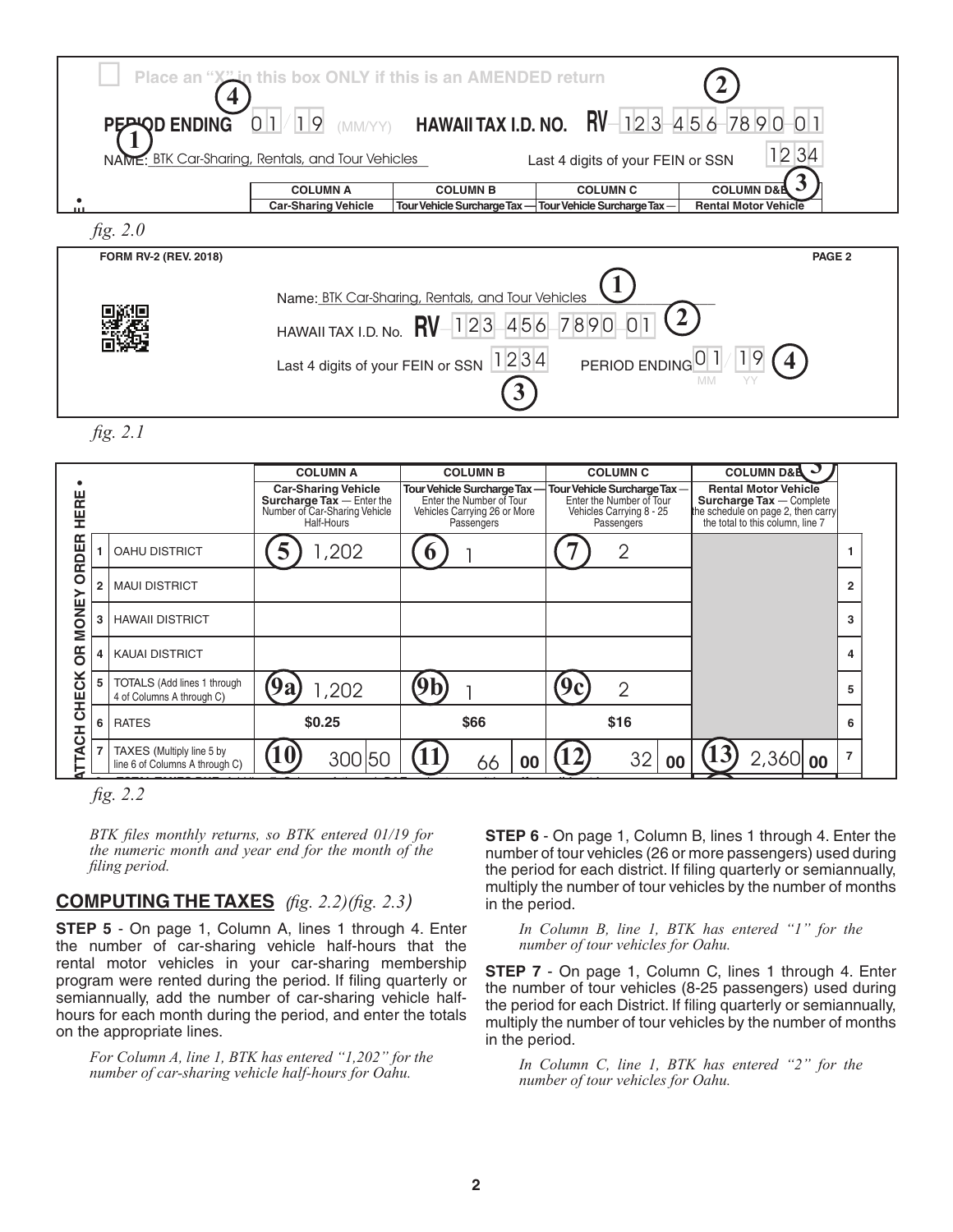Place an "X" in this box ONLY if this is an AMENDED return

**PERIOD ENDING** 01 / 19 (MM/YY) **HAWAII TAX I.D. NO.** RV 123 456 7890 01

NAME: BTK Car-Sharing, Rentals, and Tour Vehicles

Last 4 digits of your FEIN or SSN 1234

| COLUMN A | COLUMN B | COLUMN C | COLUMN D&E |
|---|---|---|---|
| Car-Sharing Vehicle | Tour Vehicle Surcharge Tax — | Tour Vehicle Surcharge Tax — | Rental Motor Vehicle |

*fig. 2.0*

**FORM RV-2 (REV. 2018)** PAGE 2

Name: BTK Car-Sharing, Rentals, and Tour Vehicles

HAWAII TAX I.D. No. RV 123 456 7890 01

Last 4 digits of your FEIN or SSN 1234

PERIOD ENDING 01 / 19 (MM YY)

*fig. 2.1*

| | | COLUMN A | COLUMN B | COLUMN C | COLUMN D&E | |
|---|---|---|---|---|---|---|
| | | **Car-Sharing Vehicle Surcharge Tax** — Enter the Number of Car-Sharing Vehicle Half-Hours | **Tour Vehicle Surcharge Tax** — Enter the Number of Tour Vehicles Carrying 26 or More Passengers | **Tour Vehicle Surcharge Tax** — Enter the Number of Tour Vehicles Carrying 8 - 25 Passengers | **Rental Motor Vehicle Surcharge Tax** — Complete the schedule on page 2, then carry the total to this column, line 7 | |
| 1 | OAHU DISTRICT | (5) 1,202 | (6) 1 | (7) 2 | | 1 |
| 2 | MAUI DISTRICT | | | | | 2 |
| 3 | HAWAII DISTRICT | | | | | 3 |
| 4 | KAUAI DISTRICT | | | | | 4 |
| 5 | TOTALS (Add lines 1 through 4 of Columns A through C) | (9a) 1,202 | (9b) 1 | (9c) 2 | | 5 |
| 6 | RATES | $0.25 | $66 | $16 | | 6 |
| 7 | TAXES (Multiply line 5 by line 6 of Columns A through C) | (10) 300 50 | (11) 66 00 | (12) 32 00 | (13) 2,360 00 | 7 |

ATTACH CHECK OR MONEY ORDER HERE

*fig. 2.2*

*BTK files monthly returns, so BTK entered 01/19 for the numeric month and year end for the month of the filing period.*

## COMPUTING THE TAXES *(fig. 2.2)(fig. 2.3)*

**STEP 5** - On page 1, Column A, lines 1 through 4. Enter the number of car-sharing vehicle half-hours that the rental motor vehicles in your car-sharing membership program were rented during the period. If filing quarterly or semiannually, add the number of car-sharing vehicle half-hours for each month during the period, and enter the totals on the appropriate lines.

*For Column A, line 1, BTK has entered "1,202" for the number of car-sharing vehicle half-hours for Oahu.*

**STEP 6** - On page 1, Column B, lines 1 through 4. Enter the number of tour vehicles (26 or more passengers) used during the period for each district. If filing quarterly or semiannually, multiply the number of tour vehicles by the number of months in the period.

*In Column B, line 1, BTK has entered "1" for the number of tour vehicles for Oahu.*

**STEP 7** - On page 1, Column C, lines 1 through 4. Enter the number of tour vehicles (8-25 passengers) used during the period for each District. If filing quarterly or semiannually, multiply the number of tour vehicles by the number of months in the period.

*In Column C, line 1, BTK has entered "2" for the number of tour vehicles for Oahu.*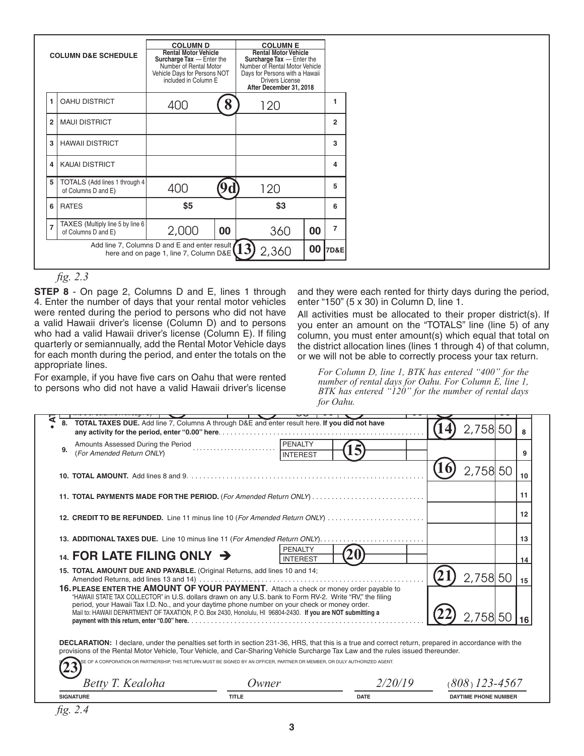| | COLUMN D&E SCHEDULE | COLUMN D Rental Motor Vehicle Surcharge Tax — Enter the Number of Rental Motor Vehicle Days for Persons NOT included in Column E | | COLUMN E Rental Motor Vehicle Surcharge Tax — Enter the Number of Rental Motor Vehicle Days for Persons with a Hawaii Drivers License After December 31, 2018 | | |
|---|---|---|---|---|---|---|
| 1 | OAHU DISTRICT | 400 | (8) | 120 | | 1 |
| 2 | MAUI DISTRICT | | | | | 2 |
| 3 | HAWAII DISTRICT | | | | | 3 |
| 4 | KAUAI DISTRICT | | | | | 4 |
| 5 | TOTALS (Add lines 1 through 4 of Columns D and E) | 400 | (9d) | 120 | | 5 |
| 6 | RATES | $5 | | $3 | | 6 |
| 7 | TAXES (Multiply line 5 by line 6 of Columns D and E) | 2,000 | 00 | 360 | 00 | 7 |
| | Add line 7, Columns D and E and enter result here and on page 1, line 7, Column D&E | | (13) | 2,360 | 00 | 7D&E |

*fig. 2.3*

**STEP 8** - On page 2, Columns D and E, lines 1 through 4. Enter the number of days that your rental motor vehicles were rented during the period to persons who did not have a valid Hawaii driver's license (Column D) and to persons who had a valid Hawaii driver's license (Column E). If filing quarterly or semiannually, add the Rental Motor Vehicle days for each month during the period, and enter the totals on the appropriate lines.

For example, if you have five cars on Oahu that were rented to persons who did not have a valid Hawaii driver's license and they were each rented for thirty days during the period, enter "150" (5 x 30) in Column D, line 1.

All activities must be allocated to their proper district(s). If you enter an amount on the "TOTALS" line (line 5) of any column, you must enter amount(s) which equal that total on the district allocation lines (lines 1 through 4) of that column, or we will not be able to correctly process your tax return.

*For Column D, line 1, BTK has entered "400" for the number of rental days for Oahu. For Column E, line 1, BTK has entered "120" for the number of rental days for Oahu.*

| Line | Description | | | Amount | Line |
|---|---|---|---|---|---|
| 8. | **TOTAL TAXES DUE.** Add line 7, Columns A through D&E and enter result here. **If you did not have any activity for the period, enter "0.00" here.** | | | (14) 2,758 50 | 8 |
| 9. | Amounts Assessed During the Period (*For Amended Return ONLY*) | PENALTY / INTEREST | (15) | | 9 |
| 10. | **TOTAL AMOUNT.** Add lines 8 and 9. | | | (16) 2,758 50 | 10 |
| 11. | **TOTAL PAYMENTS MADE FOR THE PERIOD.** (*For Amended Return ONLY*) | | | | 11 |
| 12. | **CREDIT TO BE REFUNDED.** Line 11 minus line 10 (*For Amended Return ONLY*) | | | | 12 |
| 13. | **ADDITIONAL TAXES DUE.** Line 10 minus line 11 (*For Amended Return ONLY*) | | | | 13 |
| 14. | **FOR LATE FILING ONLY →** | PENALTY / INTEREST | (20) | | 14 |
| 15. | **TOTAL AMOUNT DUE AND PAYABLE.** (Original Returns, add lines 10 and 14; Amended Returns, add lines 13 and 14) | | | (21) 2,758 50 | 15 |
| 16. | **PLEASE ENTER THE AMOUNT OF YOUR PAYMENT.** Attach a check or money order payable to "HAWAII STATE TAX COLLECTOR" in U.S. dollars drawn on any U.S. bank to Form RV-2. Write "RV," the filing period, your Hawaii Tax I.D. No., and your daytime phone number on your check or money order. Mail to: HAWAII DEPARTMENT OF TAXATION, P. O. Box 2430, Honolulu, HI 96804-2430. **If you are NOT submitting a payment with this return, enter "0.00" here.** | | | (22) 2,758 50 | 16 |

**DECLARATION:** I declare, under the penalties set forth in section 231-36, HRS, that this is a true and correct return, prepared in accordance with the provisions of the Rental Motor Vehicle, Tour Vehicle, and Car-Sharing Vehicle Surcharge Tax Law and the rules issued thereunder.

IN CASE OF A CORPORATION OR PARTNERSHIP, THIS RETURN MUST BE SIGNED BY AN OFFICER, PARTNER OR MEMBER, OR DULY AUTHORIZED AGENT.

(23)

| SIGNATURE | TITLE | DATE | DAYTIME PHONE NUMBER |
|---|---|---|---|
| *Betty T. Kealoha* | *Owner* | *2/20/19* | *(808) 123-4567* |

*fig. 2.4*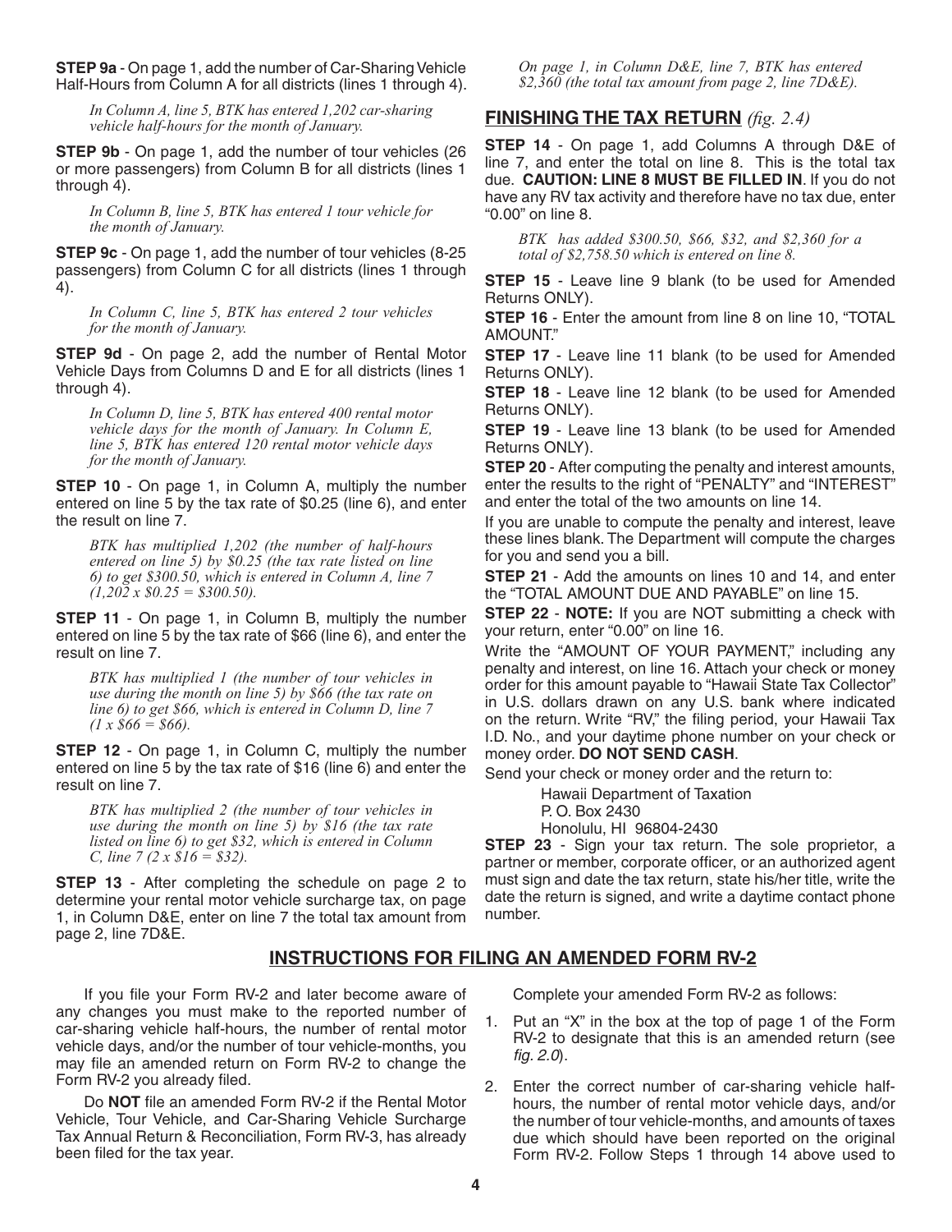**STEP 9a** - On page 1, add the number of Car-Sharing Vehicle Half-Hours from Column A for all districts (lines 1 through 4).

*In Column A, line 5, BTK has entered 1,202 car-sharing vehicle half-hours for the month of January.*

**STEP 9b** - On page 1, add the number of tour vehicles (26 or more passengers) from Column B for all districts (lines 1 through 4).

*In Column B, line 5, BTK has entered 1 tour vehicle for the month of January.*

**STEP 9c** - On page 1, add the number of tour vehicles (8-25 passengers) from Column C for all districts (lines 1 through 4).

*In Column C, line 5, BTK has entered 2 tour vehicles for the month of January.*

**STEP 9d** - On page 2, add the number of Rental Motor Vehicle Days from Columns D and E for all districts (lines 1 through 4).

*In Column D, line 5, BTK has entered 400 rental motor vehicle days for the month of January. In Column E, line 5, BTK has entered 120 rental motor vehicle days for the month of January.*

**STEP 10** - On page 1, in Column A, multiply the number entered on line 5 by the tax rate of $0.25 (line 6), and enter the result on line 7.

*BTK has multiplied 1,202 (the number of half-hours entered on line 5) by $0.25 (the tax rate listed on line 6) to get $300.50, which is entered in Column A, line 7 (1,202 x $0.25 = $300.50).*

**STEP 11** - On page 1, in Column B, multiply the number entered on line 5 by the tax rate of $66 (line 6), and enter the result on line 7.

*BTK has multiplied 1 (the number of tour vehicles in use during the month on line 5) by $66 (the tax rate on line 6) to get $66, which is entered in Column D, line 7 (1 x $66 = $66).*

**STEP 12** - On page 1, in Column C, multiply the number entered on line 5 by the tax rate of $16 (line 6) and enter the result on line 7.

*BTK has multiplied 2 (the number of tour vehicles in use during the month on line 5) by $16 (the tax rate listed on line 6) to get $32, which is entered in Column C, line 7 (2 x $16 = $32).*

**STEP 13** - After completing the schedule on page 2 to determine your rental motor vehicle surcharge tax, on page 1, in Column D&E, enter on line 7 the total tax amount from page 2, line 7D&E.

*On page 1, in Column D&E, line 7, BTK has entered $2,360 (the total tax amount from page 2, line 7D&E).*

## FINISHING THE TAX RETURN *(fig. 2.4)*

**STEP 14** - On page 1, add Columns A through D&E of line 7, and enter the total on line 8. This is the total tax due. **CAUTION: LINE 8 MUST BE FILLED IN**. If you do not have any RV tax activity and therefore have no tax due, enter "0.00" on line 8.

*BTK has added $300.50, $66, $32, and $2,360 for a total of $2,758.50 which is entered on line 8.*

**STEP 15** - Leave line 9 blank (to be used for Amended Returns ONLY).

**STEP 16** - Enter the amount from line 8 on line 10, "TOTAL AMOUNT."

**STEP 17** - Leave line 11 blank (to be used for Amended Returns ONLY).

**STEP 18** - Leave line 12 blank (to be used for Amended Returns ONLY).

**STEP 19** - Leave line 13 blank (to be used for Amended Returns ONLY).

**STEP 20** - After computing the penalty and interest amounts, enter the results to the right of "PENALTY" and "INTEREST" and enter the total of the two amounts on line 14.

If you are unable to compute the penalty and interest, leave these lines blank. The Department will compute the charges for you and send you a bill.

**STEP 21** - Add the amounts on lines 10 and 14, and enter the "TOTAL AMOUNT DUE AND PAYABLE" on line 15.

**STEP 22** - **NOTE:** If you are NOT submitting a check with your return, enter "0.00" on line 16.

Write the "AMOUNT OF YOUR PAYMENT," including any penalty and interest, on line 16. Attach your check or money order for this amount payable to "Hawaii State Tax Collector" in U.S. dollars drawn on any U.S. bank where indicated on the return. Write "RV," the filing period, your Hawaii Tax I.D. No., and your daytime phone number on your check or money order. **DO NOT SEND CASH**.

Send your check or money order and the return to:

Hawaii Department of Taxation
P. O. Box 2430
Honolulu, HI 96804-2430

**STEP 23** - Sign your tax return. The sole proprietor, a partner or member, corporate officer, or an authorized agent must sign and date the tax return, state his/her title, write the date the return is signed, and write a daytime contact phone number.

## INSTRUCTIONS FOR FILING AN AMENDED FORM RV-2

If you file your Form RV-2 and later become aware of any changes you must make to the reported number of car-sharing vehicle half-hours, the number of rental motor vehicle days, and/or the number of tour vehicle-months, you may file an amended return on Form RV-2 to change the Form RV-2 you already filed.

Do **NOT** file an amended Form RV-2 if the Rental Motor Vehicle, Tour Vehicle, and Car-Sharing Vehicle Surcharge Tax Annual Return & Reconciliation, Form RV-3, has already been filed for the tax year.

Complete your amended Form RV-2 as follows:

1. Put an "X" in the box at the top of page 1 of the Form RV-2 to designate that this is an amended return (see *fig. 2.0*).
2. Enter the correct number of car-sharing vehicle half-hours, the number of rental motor vehicle days, and/or the number of tour vehicle-months, and amounts of taxes due which should have been reported on the original Form RV-2. Follow Steps 1 through 14 above used to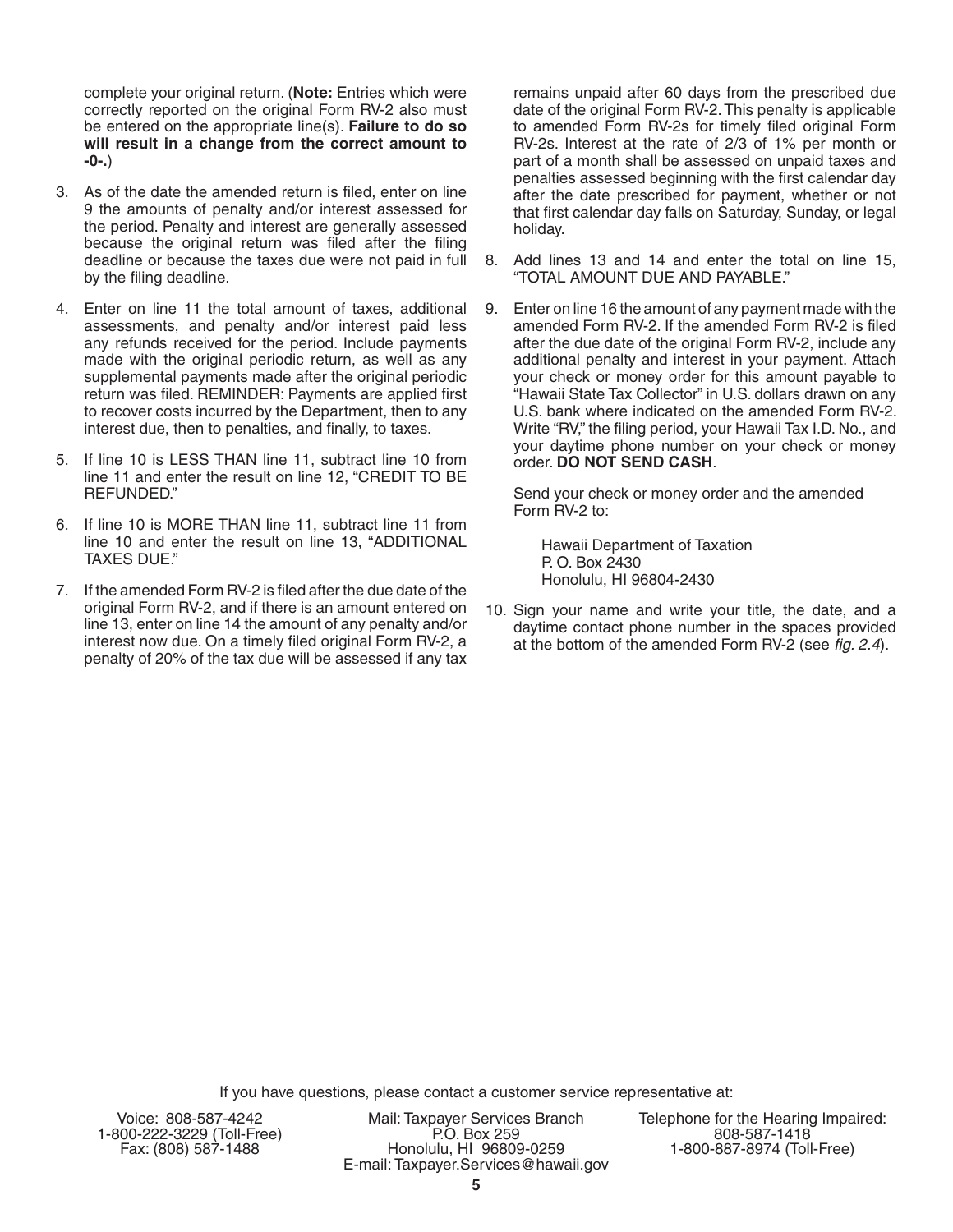complete your original return. (**Note:** Entries which were correctly reported on the original Form RV-2 also must be entered on the appropriate line(s). **Failure to do so will result in a change from the correct amount to -0-.**)

3. As of the date the amended return is filed, enter on line 9 the amounts of penalty and/or interest assessed for the period. Penalty and interest are generally assessed because the original return was filed after the filing deadline or because the taxes due were not paid in full by the filing deadline.

4. Enter on line 11 the total amount of taxes, additional assessments, and penalty and/or interest paid less any refunds received for the period. Include payments made with the original periodic return, as well as any supplemental payments made after the original periodic return was filed. REMINDER: Payments are applied first to recover costs incurred by the Department, then to any interest due, then to penalties, and finally, to taxes.

5. If line 10 is LESS THAN line 11, subtract line 10 from line 11 and enter the result on line 12, "CREDIT TO BE REFUNDED."

6. If line 10 is MORE THAN line 11, subtract line 11 from line 10 and enter the result on line 13, "ADDITIONAL TAXES DUE."

7. If the amended Form RV-2 is filed after the due date of the original Form RV-2, and if there is an amount entered on line 13, enter on line 14 the amount of any penalty and/or interest now due. On a timely filed original Form RV-2, a penalty of 20% of the tax due will be assessed if any tax remains unpaid after 60 days from the prescribed due date of the original Form RV-2. This penalty is applicable to amended Form RV-2s for timely filed original Form RV-2s. Interest at the rate of 2/3 of 1% per month or part of a month shall be assessed on unpaid taxes and penalties assessed beginning with the first calendar day after the date prescribed for payment, whether or not that first calendar day falls on Saturday, Sunday, or legal holiday.

8. Add lines 13 and 14 and enter the total on line 15, "TOTAL AMOUNT DUE AND PAYABLE."

9. Enter on line 16 the amount of any payment made with the amended Form RV-2. If the amended Form RV-2 is filed after the due date of the original Form RV-2, include any additional penalty and interest in your payment. Attach your check or money order for this amount payable to "Hawaii State Tax Collector" in U.S. dollars drawn on any U.S. bank where indicated on the amended Form RV-2. Write "RV," the filing period, your Hawaii Tax I.D. No., and your daytime phone number on your check or money order. **DO NOT SEND CASH**.

   Send your check or money order and the amended Form RV-2 to:

   Hawaii Department of Taxation
   P. O. Box 2430
   Honolulu, HI 96804-2430

10. Sign your name and write your title, the date, and a daytime contact phone number in the spaces provided at the bottom of the amended Form RV-2 (see *fig. 2.4*).

If you have questions, please contact a customer service representative at:

Voice: 808-587-4242
1-800-222-3229 (Toll-Free)
Fax: (808) 587-1488

Mail: Taxpayer Services Branch
P.O. Box 259
Honolulu, HI 96809-0259
E-mail: Taxpayer.Services@hawaii.gov

Telephone for the Hearing Impaired:
808-587-1418
1-800-887-8974 (Toll-Free)